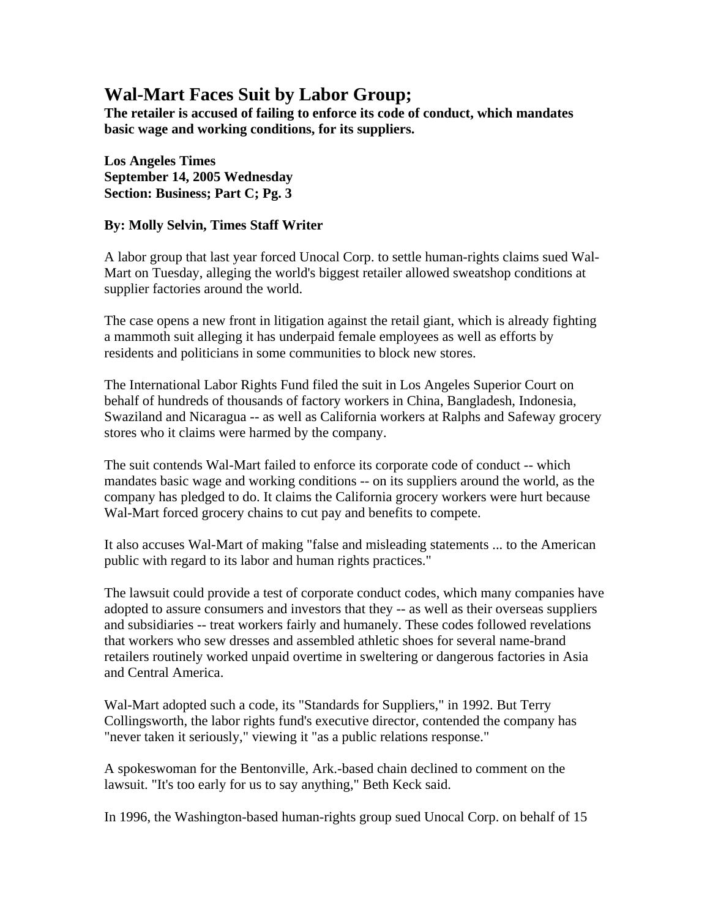# Wal-Mart Faces Suit by Labor Group;

**The retailer is accused of failing to enforce its code of conduct, which mandates basic wage and working conditions, for its suppliers.**

**Los Angeles Times**
**September 14, 2005 Wednesday**
**Section: Business; Part C; Pg. 3**

**By: Molly Selvin, Times Staff Writer**

A labor group that last year forced Unocal Corp. to settle human-rights claims sued Wal-Mart on Tuesday, alleging the world's biggest retailer allowed sweatshop conditions at supplier factories around the world.

The case opens a new front in litigation against the retail giant, which is already fighting a mammoth suit alleging it has underpaid female employees as well as efforts by residents and politicians in some communities to block new stores.

The International Labor Rights Fund filed the suit in Los Angeles Superior Court on behalf of hundreds of thousands of factory workers in China, Bangladesh, Indonesia, Swaziland and Nicaragua -- as well as California workers at Ralphs and Safeway grocery stores who it claims were harmed by the company.

The suit contends Wal-Mart failed to enforce its corporate code of conduct -- which mandates basic wage and working conditions -- on its suppliers around the world, as the company has pledged to do. It claims the California grocery workers were hurt because Wal-Mart forced grocery chains to cut pay and benefits to compete.

It also accuses Wal-Mart of making "false and misleading statements ... to the American public with regard to its labor and human rights practices."

The lawsuit could provide a test of corporate conduct codes, which many companies have adopted to assure consumers and investors that they -- as well as their overseas suppliers and subsidiaries -- treat workers fairly and humanely. These codes followed revelations that workers who sew dresses and assembled athletic shoes for several name-brand retailers routinely worked unpaid overtime in sweltering or dangerous factories in Asia and Central America.

Wal-Mart adopted such a code, its "Standards for Suppliers," in 1992. But Terry Collingsworth, the labor rights fund's executive director, contended the company has "never taken it seriously," viewing it "as a public relations response."

A spokeswoman for the Bentonville, Ark.-based chain declined to comment on the lawsuit. "It's too early for us to say anything," Beth Keck said.

In 1996, the Washington-based human-rights group sued Unocal Corp. on behalf of 15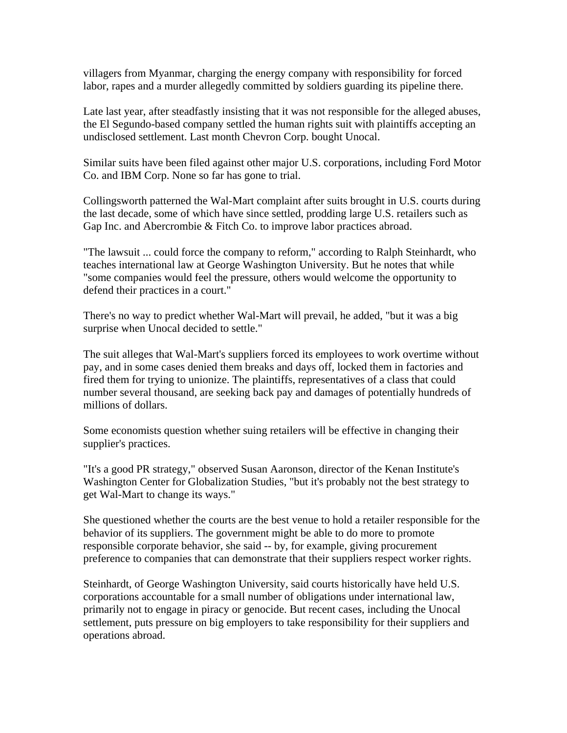villagers from Myanmar, charging the energy company with responsibility for forced labor, rapes and a murder allegedly committed by soldiers guarding its pipeline there.

Late last year, after steadfastly insisting that it was not responsible for the alleged abuses, the El Segundo-based company settled the human rights suit with plaintiffs accepting an undisclosed settlement. Last month Chevron Corp. bought Unocal.

Similar suits have been filed against other major U.S. corporations, including Ford Motor Co. and IBM Corp. None so far has gone to trial.

Collingsworth patterned the Wal-Mart complaint after suits brought in U.S. courts during the last decade, some of which have since settled, prodding large U.S. retailers such as Gap Inc. and Abercrombie & Fitch Co. to improve labor practices abroad.

"The lawsuit ... could force the company to reform," according to Ralph Steinhardt, who teaches international law at George Washington University. But he notes that while "some companies would feel the pressure, others would welcome the opportunity to defend their practices in a court."

There's no way to predict whether Wal-Mart will prevail, he added, "but it was a big surprise when Unocal decided to settle."

The suit alleges that Wal-Mart's suppliers forced its employees to work overtime without pay, and in some cases denied them breaks and days off, locked them in factories and fired them for trying to unionize. The plaintiffs, representatives of a class that could number several thousand, are seeking back pay and damages of potentially hundreds of millions of dollars.

Some economists question whether suing retailers will be effective in changing their supplier's practices.

"It's a good PR strategy," observed Susan Aaronson, director of the Kenan Institute's Washington Center for Globalization Studies, "but it's probably not the best strategy to get Wal-Mart to change its ways."

She questioned whether the courts are the best venue to hold a retailer responsible for the behavior of its suppliers. The government might be able to do more to promote responsible corporate behavior, she said -- by, for example, giving procurement preference to companies that can demonstrate that their suppliers respect worker rights.

Steinhardt, of George Washington University, said courts historically have held U.S. corporations accountable for a small number of obligations under international law, primarily not to engage in piracy or genocide. But recent cases, including the Unocal settlement, puts pressure on big employers to take responsibility for their suppliers and operations abroad.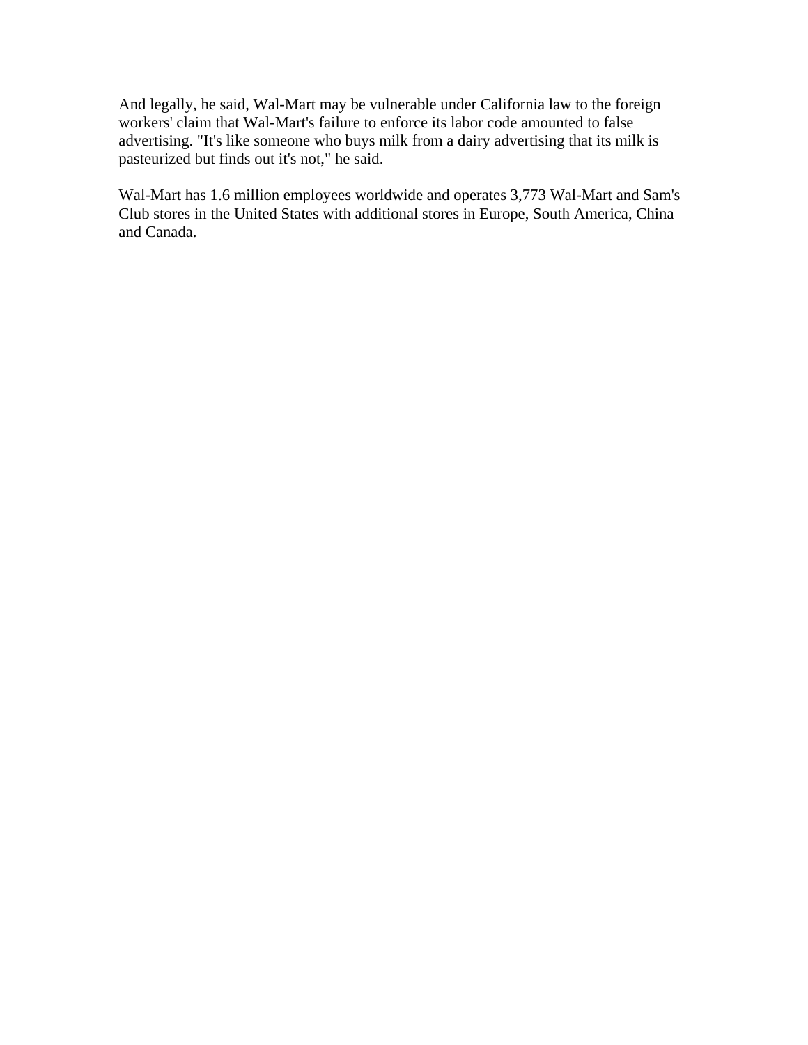And legally, he said, Wal-Mart may be vulnerable under California law to the foreign workers' claim that Wal-Mart's failure to enforce its labor code amounted to false advertising. "It's like someone who buys milk from a dairy advertising that its milk is pasteurized but finds out it's not," he said.

Wal-Mart has 1.6 million employees worldwide and operates 3,773 Wal-Mart and Sam's Club stores in the United States with additional stores in Europe, South America, China and Canada.